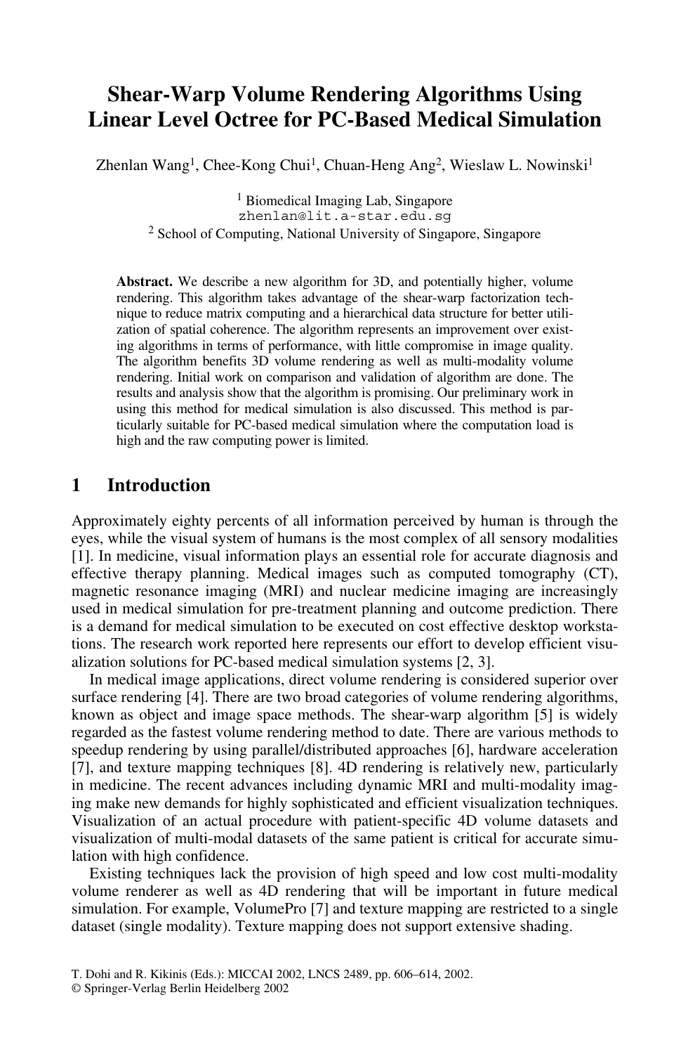# Shear-Warp Volume Rendering Algorithms Using Linear Level Octree for PC-Based Medical Simulation

Zhenlan Wang[1], Chee-Kong Chui[1], Chuan-Heng Ang[2], Wieslaw L. Nowinski[1]

[1] Biomedical Imaging Lab, Singapore
zhenlan@lit.a-star.edu.sg
[2] School of Computing, National University of Singapore, Singapore

**Abstract.** We describe a new algorithm for 3D, and potentially higher, volume rendering. This algorithm takes advantage of the shear-warp factorization technique to reduce matrix computing and a hierarchical data structure for better utilization of spatial coherence. The algorithm represents an improvement over existing algorithms in terms of performance, with little compromise in image quality. The algorithm benefits 3D volume rendering as well as multi-modality volume rendering. Initial work on comparison and validation of algorithm are done. The results and analysis show that the algorithm is promising. Our preliminary work in using this method for medical simulation is also discussed. This method is particularly suitable for PC-based medical simulation where the computation load is high and the raw computing power is limited.

## 1 Introduction

Approximately eighty percents of all information perceived by human is through the eyes, while the visual system of humans is the most complex of all sensory modalities [1]. In medicine, visual information plays an essential role for accurate diagnosis and effective therapy planning. Medical images such as computed tomography (CT), magnetic resonance imaging (MRI) and nuclear medicine imaging are increasingly used in medical simulation for pre-treatment planning and outcome prediction. There is a demand for medical simulation to be executed on cost effective desktop workstations. The research work reported here represents our effort to develop efficient visualization solutions for PC-based medical simulation systems [2, 3].

In medical image applications, direct volume rendering is considered superior over surface rendering [4]. There are two broad categories of volume rendering algorithms, known as object and image space methods. The shear-warp algorithm [5] is widely regarded as the fastest volume rendering method to date. There are various methods to speedup rendering by using parallel/distributed approaches [6], hardware acceleration [7], and texture mapping techniques [8]. 4D rendering is relatively new, particularly in medicine. The recent advances including dynamic MRI and multi-modality imaging make new demands for highly sophisticated and efficient visualization techniques. Visualization of an actual procedure with patient-specific 4D volume datasets and visualization of multi-modal datasets of the same patient is critical for accurate simulation with high confidence.

Existing techniques lack the provision of high speed and low cost multi-modality volume renderer as well as 4D rendering that will be important in future medical simulation. For example, VolumePro [7] and texture mapping are restricted to a single dataset (single modality). Texture mapping does not support extensive shading.

T. Dohi and R. Kikinis (Eds.): MICCAI 2002, LNCS 2489, pp. 606–614, 2002.
© Springer-Verlag Berlin Heidelberg 2002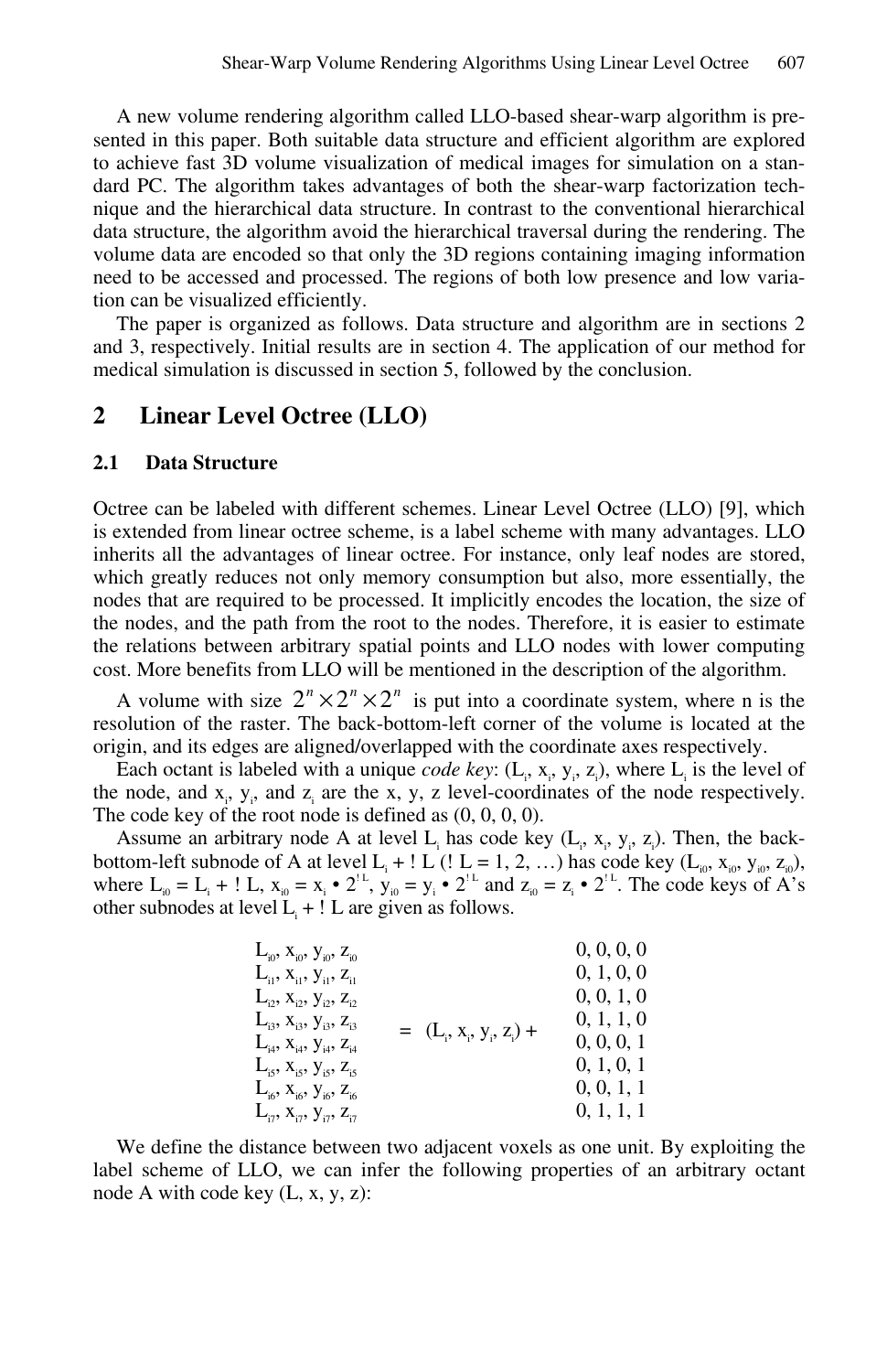A new volume rendering algorithm called LLO-based shear-warp algorithm is presented in this paper. Both suitable data structure and efficient algorithm are explored to achieve fast 3D volume visualization of medical images for simulation on a standard PC. The algorithm takes advantages of both the shear-warp factorization technique and the hierarchical data structure. In contrast to the conventional hierarchical data structure, the algorithm avoid the hierarchical traversal during the rendering. The volume data are encoded so that only the 3D regions containing imaging information need to be accessed and processed. The regions of both low presence and low variation can be visualized efficiently.

The paper is organized as follows. Data structure and algorithm are in sections 2 and 3, respectively. Initial results are in section 4. The application of our method for medical simulation is discussed in section 5, followed by the conclusion.

## 2 Linear Level Octree (LLO)

### 2.1 Data Structure

Octree can be labeled with different schemes. Linear Level Octree (LLO) [9], which is extended from linear octree scheme, is a label scheme with many advantages. LLO inherits all the advantages of linear octree. For instance, only leaf nodes are stored, which greatly reduces not only memory consumption but also, more essentially, the nodes that are required to be processed. It implicitly encodes the location, the size of the nodes, and the path from the root to the nodes. Therefore, it is easier to estimate the relations between arbitrary spatial points and LLO nodes with lower computing cost. More benefits from LLO will be mentioned in the description of the algorithm.

A volume with size $2^n \times 2^n \times 2^n$ is put into a coordinate system, where n is the resolution of the raster. The back-bottom-left corner of the volume is located at the origin, and its edges are aligned/overlapped with the coordinate axes respectively.

Each octant is labeled with a unique *code key*: ($L_i$, $x_i$, $y_i$, $z_i$), where $L_i$ is the level of the node, and $x_i$, $y_i$, and $z_i$ are the x, y, z level-coordinates of the node respectively. The code key of the root node is defined as (0, 0, 0, 0).

Assume an arbitrary node A at level $L_i$ has code key ($L_i$, $x_i$, $y_i$, $z_i$). Then, the back-bottom-left subnode of A at level $L_i$ + ! L (! L = 1, 2, …) has code key ($L_{i0}$, $x_{i0}$, $y_{i0}$, $z_{i0}$), where $L_{i0} = L_i +\, !L$, $x_{i0} = x_i \bullet 2^{!L}$, $y_{i0} = y_i \bullet 2^{!L}$ and $z_{i0} = z_i \bullet 2^{!L}$. The code keys of A's other subnodes at level $L_i$ + ! L are given as follows.

$$
\begin{matrix}
L_{i0}, x_{i0}, y_{i0}, z_{i0} \\
L_{i1}, x_{i1}, y_{i1}, z_{i1} \\
L_{i2}, x_{i2}, y_{i2}, z_{i2} \\
L_{i3}, x_{i3}, y_{i3}, z_{i3} \\
L_{i4}, x_{i4}, y_{i4}, z_{i4} \\
L_{i5}, x_{i5}, y_{i5}, z_{i5} \\
L_{i6}, x_{i6}, y_{i6}, z_{i6} \\
L_{i7}, x_{i7}, y_{i7}, z_{i7}
\end{matrix}
\quad = \quad (L_i, x_i, y_i, z_i) + \quad
\begin{matrix}
0, 0, 0, 0 \\
0, 1, 0, 0 \\
0, 0, 1, 0 \\
0, 1, 1, 0 \\
0, 0, 0, 1 \\
0, 1, 0, 1 \\
0, 0, 1, 1 \\
0, 1, 1, 1
\end{matrix}
$$

We define the distance between two adjacent voxels as one unit. By exploiting the label scheme of LLO, we can infer the following properties of an arbitrary octant node A with code key (L, x, y, z):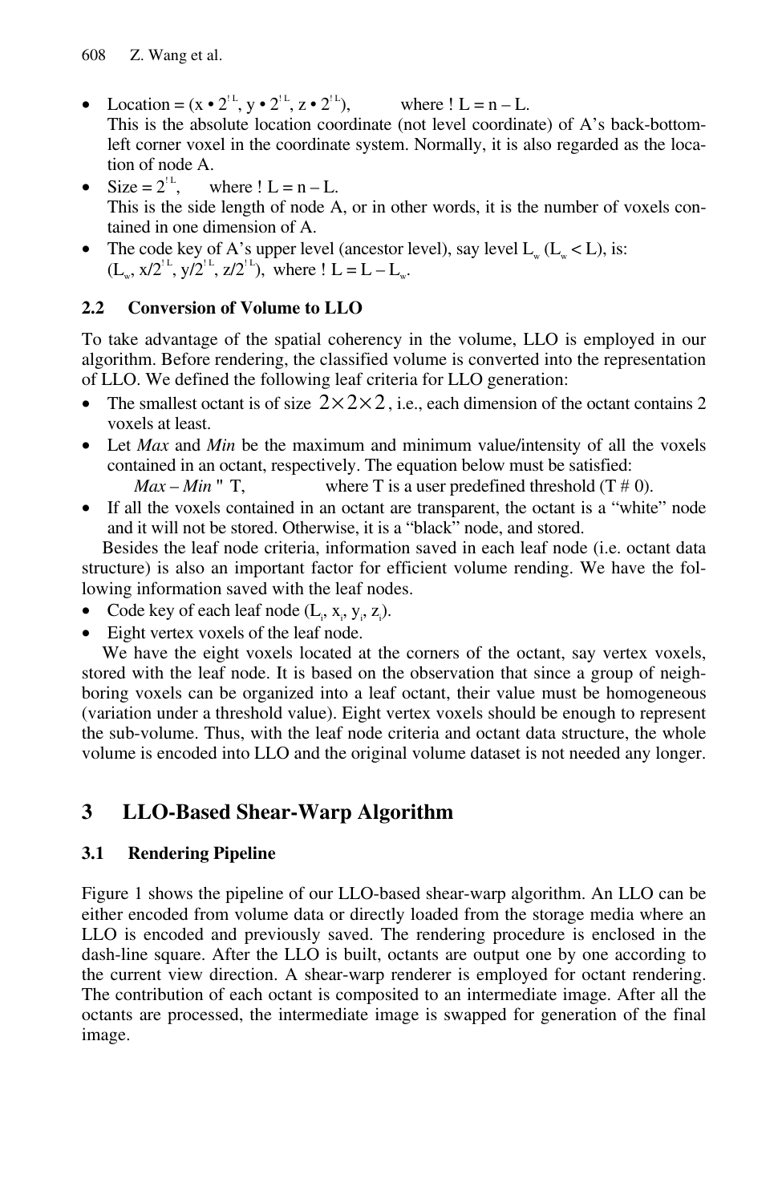- Location = $(x \bullet 2^{\Delta L}, y \bullet 2^{\Delta L}, z \bullet 2^{\Delta L})$, where $\Delta L = n - L$.
  This is the absolute location coordinate (not level coordinate) of A's back-bottom-left corner voxel in the coordinate system. Normally, it is also regarded as the location of node A.
- Size = $2^{\Delta L}$, where $\Delta L = n - L$.
  This is the side length of node A, or in other words, it is the number of voxels contained in one dimension of A.
- The code key of A's upper level (ancestor level), say level $L_w$ ($L_w < L$), is:
  $(L_w, x/2^{\Delta L}, y/2^{\Delta L}, z/2^{\Delta L})$, where $\Delta L = L - L_w$.

### 2.2 Conversion of Volume to LLO

To take advantage of the spatial coherency in the volume, LLO is employed in our algorithm. Before rendering, the classified volume is converted into the representation of LLO. We defined the following leaf criteria for LLO generation:

- The smallest octant is of size $2 \times 2 \times 2$, i.e., each dimension of the octant contains 2 voxels at least.
- Let *Max* and *Min* be the maximum and minimum value/intensity of all the voxels contained in an octant, respectively. The equation below must be satisfied:
  $$Max - Min \le T, \qquad \text{where T is a user predefined threshold } (T \ge 0).$$
- If all the voxels contained in an octant are transparent, the octant is a "white" node and it will not be stored. Otherwise, it is a "black" node, and stored.

Besides the leaf node criteria, information saved in each leaf node (i.e. octant data structure) is also an important factor for efficient volume rending. We have the following information saved with the leaf nodes.

- Code key of each leaf node $(L_i, x_i, y_i, z_i)$.
- Eight vertex voxels of the leaf node.

We have the eight voxels located at the corners of the octant, say vertex voxels, stored with the leaf node. It is based on the observation that since a group of neighboring voxels can be organized into a leaf octant, their value must be homogeneous (variation under a threshold value). Eight vertex voxels should be enough to represent the sub-volume. Thus, with the leaf node criteria and octant data structure, the whole volume is encoded into LLO and the original volume dataset is not needed any longer.

## 3 LLO-Based Shear-Warp Algorithm

### 3.1 Rendering Pipeline

Figure 1 shows the pipeline of our LLO-based shear-warp algorithm. An LLO can be either encoded from volume data or directly loaded from the storage media where an LLO is encoded and previously saved. The rendering procedure is enclosed in the dash-line square. After the LLO is built, octants are output one by one according to the current view direction. A shear-warp renderer is employed for octant rendering. The contribution of each octant is composited to an intermediate image. After all the octants are processed, the intermediate image is swapped for generation of the final image.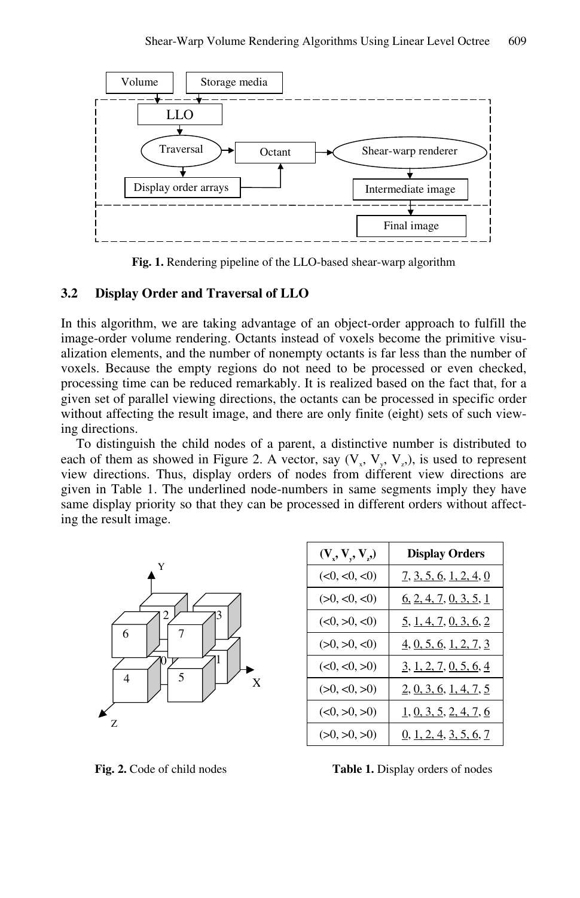Fig. 1. Rendering pipeline of the LLO-based shear-warp algorithm

### 3.2 Display Order and Traversal of LLO

In this algorithm, we are taking advantage of an object-order approach to fulfill the image-order volume rendering. Octants instead of voxels become the primitive visualization elements, and the number of nonempty octants is far less than the number of voxels. Because the empty regions do not need to be processed or even checked, processing time can be reduced remarkably. It is realized based on the fact that, for a given set of parallel viewing directions, the octants can be processed in specific order without affecting the result image, and there are only finite (eight) sets of such viewing directions.

To distinguish the child nodes of a parent, a distinctive number is distributed to each of them as showed in Figure 2. A vector, say ($V_x$, $V_y$, $V_z$,), is used to represent view directions. Thus, display orders of nodes from different view directions are given in Table 1. The underlined node-numbers in same segments imply they have same display priority so that they can be processed in different orders without affecting the result image.

Fig. 2. Code of child nodes

| ($V_x$, $V_y$, $V_z$,) | Display Orders |
|---|---|
| (<0, <0, <0) | 7, 3, 5, 6, 1, 2, 4, 0 |
| (>0, <0, <0) | 6, 2, 4, 7, 0, 3, 5, 1 |
| (<0, >0, <0) | 5, 1, 4, 7, 0, 3, 6, 2 |
| (>0, >0, <0) | 4, 0, 5, 6, 1, 2, 7, 3 |
| (<0, <0, >0) | 3, 1, 2, 7, 0, 5, 6, 4 |
| (>0, <0, >0) | 2, 0, 3, 6, 1, 4, 7, 5 |
| (<0, >0, >0) | 1, 0, 3, 5, 2, 4, 7, 6 |
| (>0, >0, >0) | 0, 1, 2, 4, 3, 5, 6, 7 |

Table 1. Display orders of nodes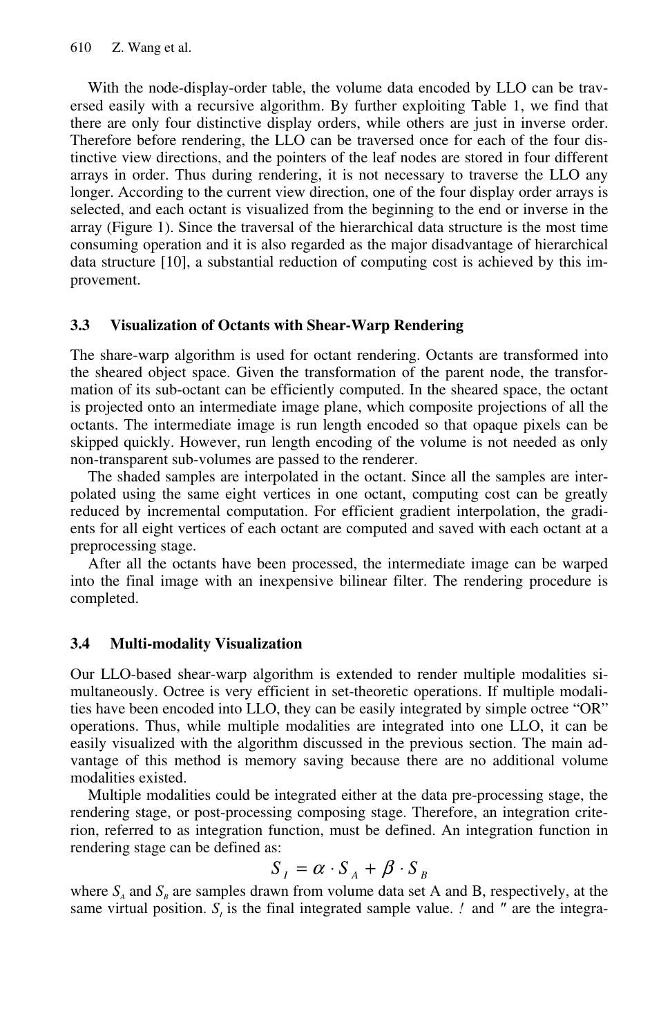With the node-display-order table, the volume data encoded by LLO can be traversed easily with a recursive algorithm. By further exploiting Table 1, we find that there are only four distinctive display orders, while others are just in inverse order. Therefore before rendering, the LLO can be traversed once for each of the four distinctive view directions, and the pointers of the leaf nodes are stored in four different arrays in order. Thus during rendering, it is not necessary to traverse the LLO any longer. According to the current view direction, one of the four display order arrays is selected, and each octant is visualized from the beginning to the end or inverse in the array (Figure 1). Since the traversal of the hierarchical data structure is the most time consuming operation and it is also regarded as the major disadvantage of hierarchical data structure [10], a substantial reduction of computing cost is achieved by this improvement.

### 3.3 Visualization of Octants with Shear-Warp Rendering

The share-warp algorithm is used for octant rendering. Octants are transformed into the sheared object space. Given the transformation of the parent node, the transformation of its sub-octant can be efficiently computed. In the sheared space, the octant is projected onto an intermediate image plane, which composite projections of all the octants. The intermediate image is run length encoded so that opaque pixels can be skipped quickly. However, run length encoding of the volume is not needed as only non-transparent sub-volumes are passed to the renderer.

The shaded samples are interpolated in the octant. Since all the samples are interpolated using the same eight vertices in one octant, computing cost can be greatly reduced by incremental computation. For efficient gradient interpolation, the gradients for all eight vertices of each octant are computed and saved with each octant at a preprocessing stage.

After all the octants have been processed, the intermediate image can be warped into the final image with an inexpensive bilinear filter. The rendering procedure is completed.

### 3.4 Multi-modality Visualization

Our LLO-based shear-warp algorithm is extended to render multiple modalities simultaneously. Octree is very efficient in set-theoretic operations. If multiple modalities have been encoded into LLO, they can be easily integrated by simple octree "OR" operations. Thus, while multiple modalities are integrated into one LLO, it can be easily visualized with the algorithm discussed in the previous section. The main advantage of this method is memory saving because there are no additional volume modalities existed.

Multiple modalities could be integrated either at the data pre-processing stage, the rendering stage, or post-processing composing stage. Therefore, an integration criterion, referred to as integration function, must be defined. An integration function in rendering stage can be defined as:

$$S_I = \alpha \cdot S_A + \beta \cdot S_B$$

where $S_A$ and $S_B$ are samples drawn from volume data set A and B, respectively, at the same virtual position. $S_I$ is the final integrated sample value. $\alpha$ and $\beta$ are the integra-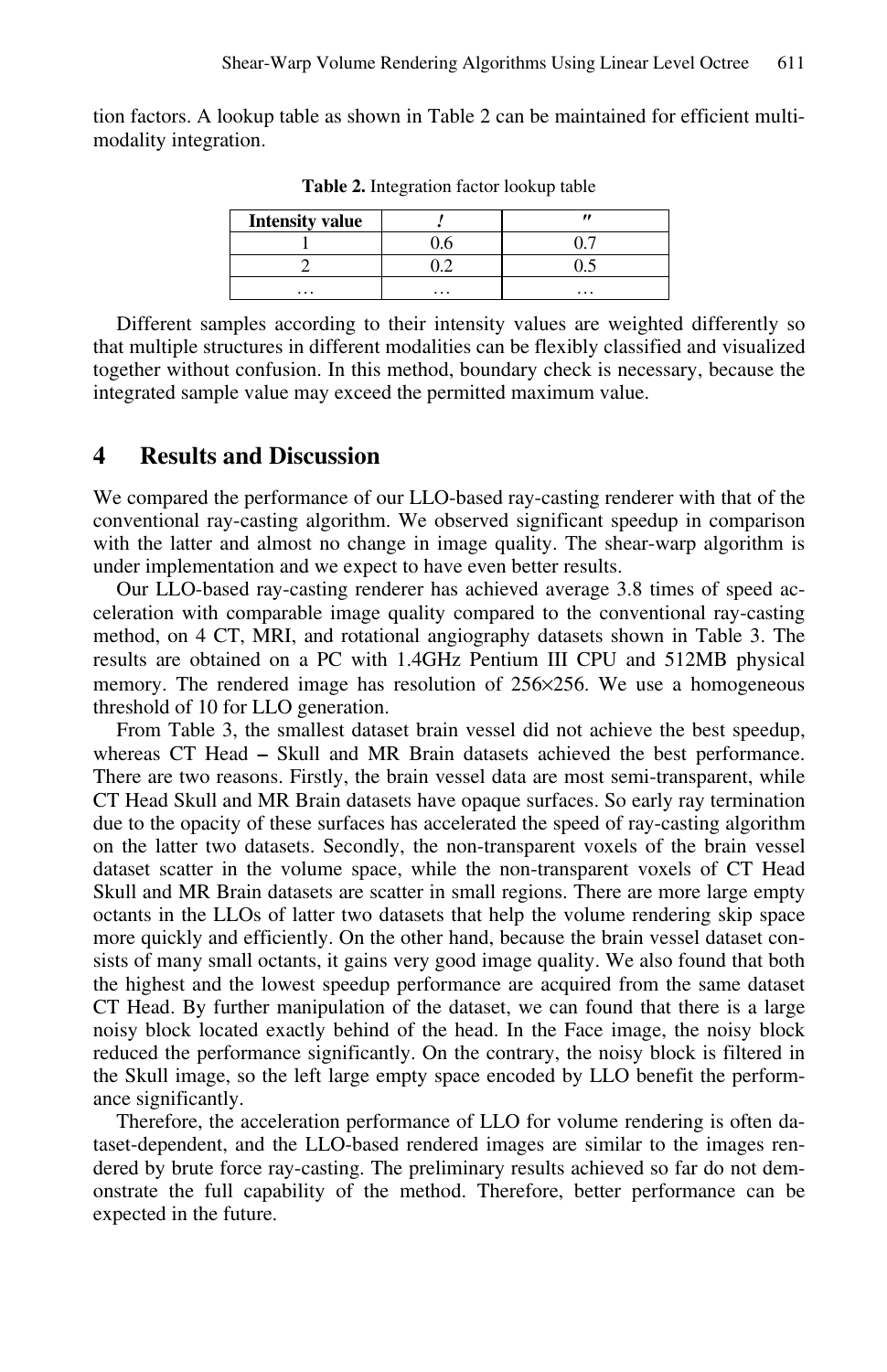tion factors. A lookup table as shown in Table 2 can be maintained for efficient multi-modality integration.

**Table 2.** Integration factor lookup table

| Intensity value | ! | " |
|---|---|---|
| 1 | 0.6 | 0.7 |
| 2 | 0.2 | 0.5 |
| … | … | … |

Different samples according to their intensity values are weighted differently so that multiple structures in different modalities can be flexibly classified and visualized together without confusion. In this method, boundary check is necessary, because the integrated sample value may exceed the permitted maximum value.

## 4 Results and Discussion

We compared the performance of our LLO-based ray-casting renderer with that of the conventional ray-casting algorithm. We observed significant speedup in comparison with the latter and almost no change in image quality. The shear-warp algorithm is under implementation and we expect to have even better results.

Our LLO-based ray-casting renderer has achieved average 3.8 times of speed acceleration with comparable image quality compared to the conventional ray-casting method, on 4 CT, MRI, and rotational angiography datasets shown in Table 3. The results are obtained on a PC with 1.4GHz Pentium III CPU and 512MB physical memory. The rendered image has resolution of 256×256. We use a homogeneous threshold of 10 for LLO generation.

From Table 3, the smallest dataset brain vessel did not achieve the best speedup, whereas CT Head – Skull and MR Brain datasets achieved the best performance. There are two reasons. Firstly, the brain vessel data are most semi-transparent, while CT Head Skull and MR Brain datasets have opaque surfaces. So early ray termination due to the opacity of these surfaces has accelerated the speed of ray-casting algorithm on the latter two datasets. Secondly, the non-transparent voxels of the brain vessel dataset scatter in the volume space, while the non-transparent voxels of CT Head Skull and MR Brain datasets are scatter in small regions. There are more large empty octants in the LLOs of latter two datasets that help the volume rendering skip space more quickly and efficiently. On the other hand, because the brain vessel dataset consists of many small octants, it gains very good image quality. We also found that both the highest and the lowest speedup performance are acquired from the same dataset CT Head. By further manipulation of the dataset, we can found that there is a large noisy block located exactly behind of the head. In the Face image, the noisy block reduced the performance significantly. On the contrary, the noisy block is filtered in the Skull image, so the left large empty space encoded by LLO benefit the performance significantly.

Therefore, the acceleration performance of LLO for volume rendering is often dataset-dependent, and the LLO-based rendered images are similar to the images rendered by brute force ray-casting. The preliminary results achieved so far do not demonstrate the full capability of the method. Therefore, better performance can be expected in the future.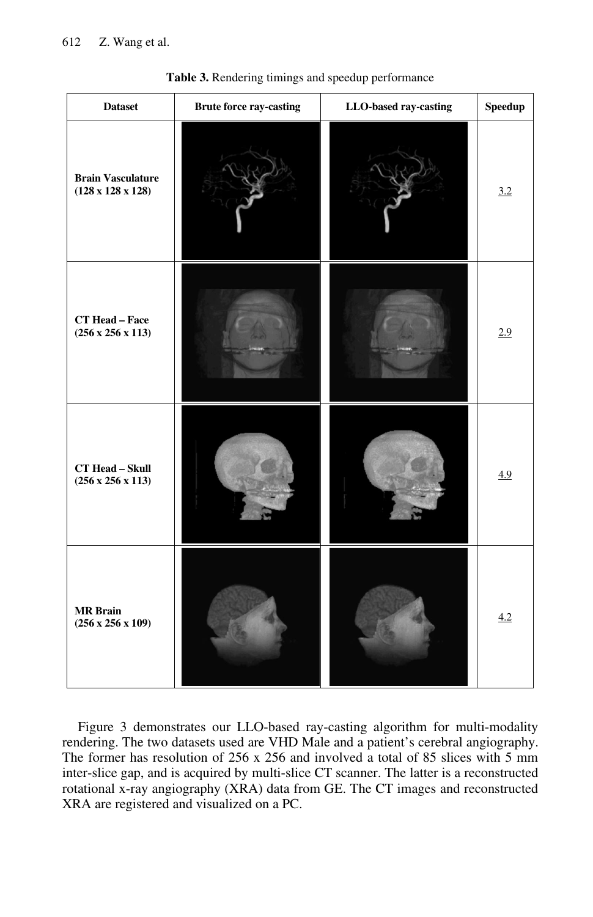**Table 3.** Rendering timings and speedup performance

| Dataset | Brute force ray-casting | LLO-based ray-casting | Speedup |
|---|---|---|---|
| **Brain Vasculature (128 x 128 x 128)** | | | 3.2 |
| **CT Head – Face (256 x 256 x 113)** | | | 2.9 |
| **CT Head – Skull (256 x 256 x 113)** | | | 4.9 |
| **MR Brain (256 x 256 x 109)** | | | 4.2 |

Figure 3 demonstrates our LLO-based ray-casting algorithm for multi-modality rendering. The two datasets used are VHD Male and a patient's cerebral angiography. The former has resolution of 256 x 256 and involved a total of 85 slices with 5 mm inter-slice gap, and is acquired by multi-slice CT scanner. The latter is a reconstructed rotational x-ray angiography (XRA) data from GE. The CT images and reconstructed XRA are registered and visualized on a PC.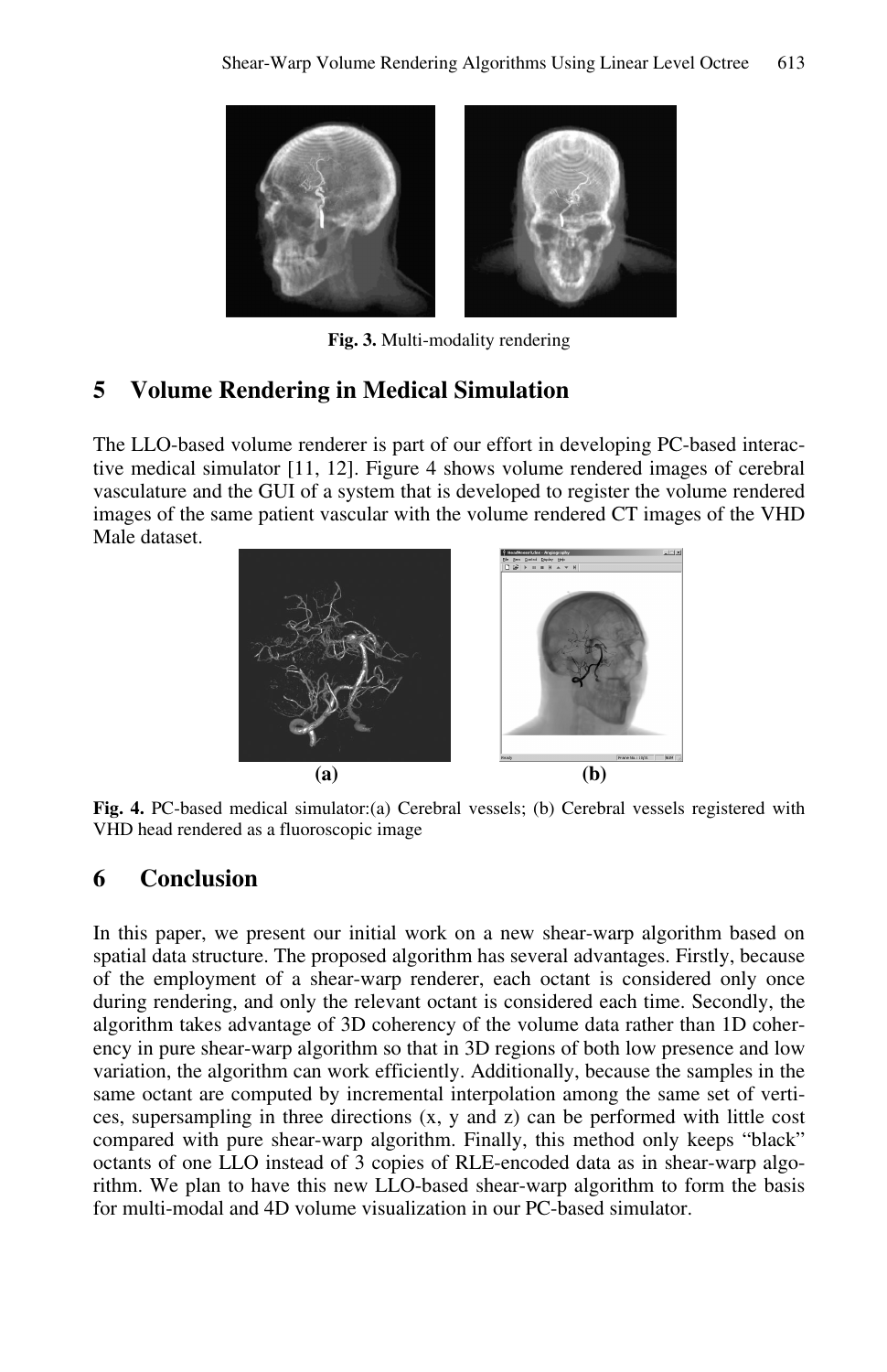**Fig. 3.** Multi-modality rendering

## 5 Volume Rendering in Medical Simulation

The LLO-based volume renderer is part of our effort in developing PC-based interactive medical simulator [11, 12]. Figure 4 shows volume rendered images of cerebral vasculature and the GUI of a system that is developed to register the volume rendered images of the same patient vascular with the volume rendered CT images of the VHD Male dataset.

(a) (b)

**Fig. 4.** PC-based medical simulator:(a) Cerebral vessels; (b) Cerebral vessels registered with VHD head rendered as a fluoroscopic image

## 6 Conclusion

In this paper, we present our initial work on a new shear-warp algorithm based on spatial data structure. The proposed algorithm has several advantages. Firstly, because of the employment of a shear-warp renderer, each octant is considered only once during rendering, and only the relevant octant is considered each time. Secondly, the algorithm takes advantage of 3D coherency of the volume data rather than 1D coherency in pure shear-warp algorithm so that in 3D regions of both low presence and low variation, the algorithm can work efficiently. Additionally, because the samples in the same octant are computed by incremental interpolation among the same set of vertices, supersampling in three directions (x, y and z) can be performed with little cost compared with pure shear-warp algorithm. Finally, this method only keeps "black" octants of one LLO instead of 3 copies of RLE-encoded data as in shear-warp algorithm. We plan to have this new LLO-based shear-warp algorithm to form the basis for multi-modal and 4D volume visualization in our PC-based simulator.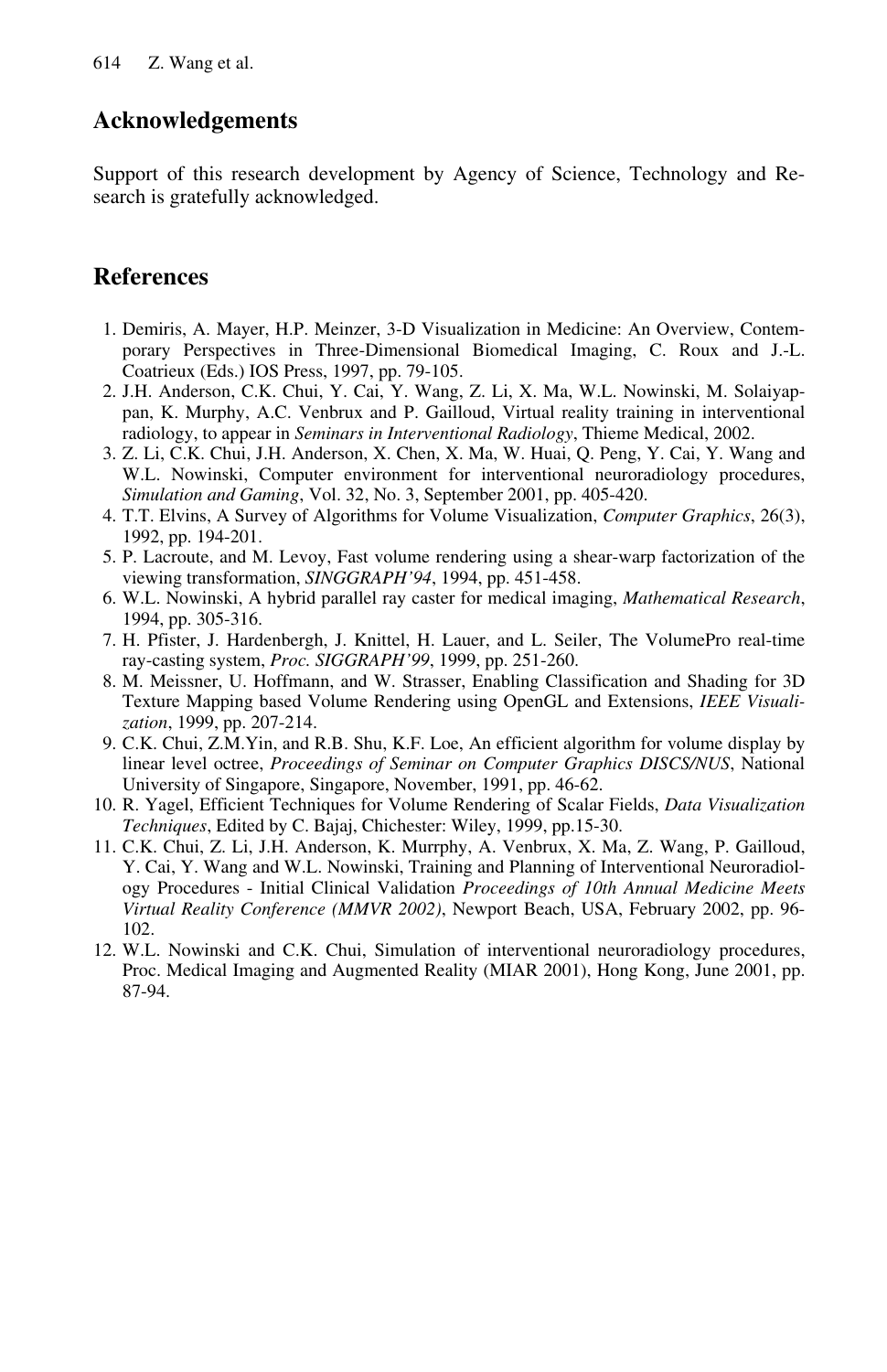## Acknowledgements

Support of this research development by Agency of Science, Technology and Research is gratefully acknowledged.

## References

1. Demiris, A. Mayer, H.P. Meinzer, 3-D Visualization in Medicine: An Overview, Contemporary Perspectives in Three-Dimensional Biomedical Imaging, C. Roux and J.-L. Coatrieux (Eds.) IOS Press, 1997, pp. 79-105.
2. J.H. Anderson, C.K. Chui, Y. Cai, Y. Wang, Z. Li, X. Ma, W.L. Nowinski, M. Solaiyappan, K. Murphy, A.C. Venbrux and P. Gailloud, Virtual reality training in interventional radiology, to appear in *Seminars in Interventional Radiology*, Thieme Medical, 2002.
3. Z. Li, C.K. Chui, J.H. Anderson, X. Chen, X. Ma, W. Huai, Q. Peng, Y. Cai, Y. Wang and W.L. Nowinski, Computer environment for interventional neuroradiology procedures, *Simulation and Gaming*, Vol. 32, No. 3, September 2001, pp. 405-420.
4. T.T. Elvins, A Survey of Algorithms for Volume Visualization, *Computer Graphics*, 26(3), 1992, pp. 194-201.
5. P. Lacroute, and M. Levoy, Fast volume rendering using a shear-warp factorization of the viewing transformation, *SINGGRAPH'94*, 1994, pp. 451-458.
6. W.L. Nowinski, A hybrid parallel ray caster for medical imaging, *Mathematical Research*, 1994, pp. 305-316.
7. H. Pfister, J. Hardenbergh, J. Knittel, H. Lauer, and L. Seiler, The VolumePro real-time ray-casting system, *Proc. SIGGRAPH'99*, 1999, pp. 251-260.
8. M. Meissner, U. Hoffmann, and W. Strasser, Enabling Classification and Shading for 3D Texture Mapping based Volume Rendering using OpenGL and Extensions, *IEEE Visualization*, 1999, pp. 207-214.
9. C.K. Chui, Z.M.Yin, and R.B. Shu, K.F. Loe, An efficient algorithm for volume display by linear level octree, *Proceedings of Seminar on Computer Graphics DISCS/NUS*, National University of Singapore, Singapore, November, 1991, pp. 46-62.
10. R. Yagel, Efficient Techniques for Volume Rendering of Scalar Fields, *Data Visualization Techniques*, Edited by C. Bajaj, Chichester: Wiley, 1999, pp.15-30.
11. C.K. Chui, Z. Li, J.H. Anderson, K. Murrphy, A. Venbrux, X. Ma, Z. Wang, P. Gailloud, Y. Cai, Y. Wang and W.L. Nowinski, Training and Planning of Interventional Neuroradiology Procedures - Initial Clinical Validation *Proceedings of 10th Annual Medicine Meets Virtual Reality Conference (MMVR 2002)*, Newport Beach, USA, February 2002, pp. 96-102.
12. W.L. Nowinski and C.K. Chui, Simulation of interventional neuroradiology procedures, Proc. Medical Imaging and Augmented Reality (MIAR 2001), Hong Kong, June 2001, pp. 87-94.